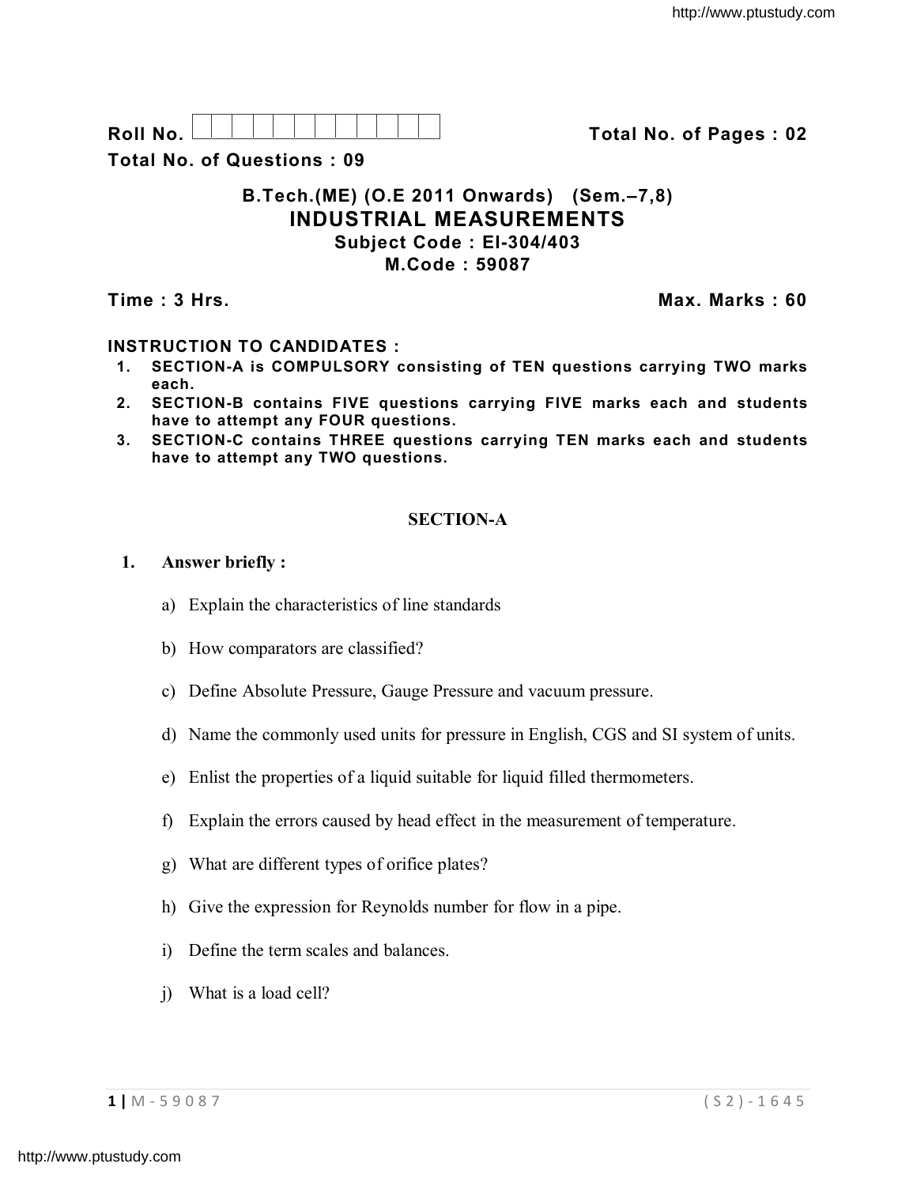**Roll No.** ☐☐☐☐☐☐☐☐☐☐☐☐ **Total No. of Pages : 02**

**Total No. of Questions : 09**

## B.Tech.(ME) (O.E 2011 Onwards) (Sem.–7,8)

# INDUSTRIAL MEASUREMENTS

### Subject Code : EI-304/403

### M.Code : 59087

**Time : 3 Hrs.** **Max. Marks : 60**

**INSTRUCTION TO CANDIDATES :**

1. **SECTION-A is COMPULSORY consisting of TEN questions carrying TWO marks each.**
2. **SECTION-B contains FIVE questions carrying FIVE marks each and students have to attempt any FOUR questions.**
3. **SECTION-C contains THREE questions carrying TEN marks each and students have to attempt any TWO questions.**

## SECTION-A

**1. Answer briefly :**

a) Explain the characteristics of line standards

b) How comparators are classified?

c) Define Absolute Pressure, Gauge Pressure and vacuum pressure.

d) Name the commonly used units for pressure in English, CGS and SI system of units.

e) Enlist the properties of a liquid suitable for liquid filled thermometers.

f) Explain the errors caused by head effect in the measurement of temperature.

g) What are different types of orifice plates?

h) Give the expression for Reynolds number for flow in a pipe.

i) Define the term scales and balances.

j) What is a load cell?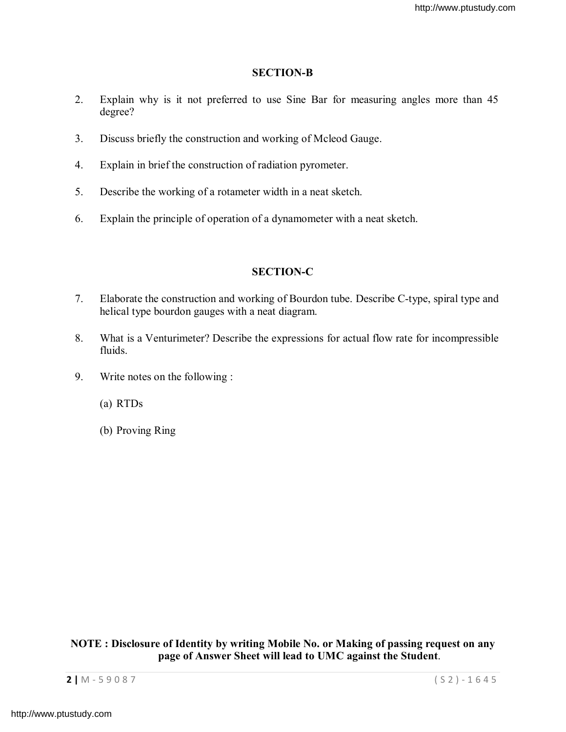## SECTION-B

2. Explain why is it not preferred to use Sine Bar for measuring angles more than 45 degree?

3. Discuss briefly the construction and working of Mcleod Gauge.

4. Explain in brief the construction of radiation pyrometer.

5. Describe the working of a rotameter width in a neat sketch.

6. Explain the principle of operation of a dynamometer with a neat sketch.

## SECTION-C

7. Elaborate the construction and working of Bourdon tube. Describe C-type, spiral type and helical type bourdon gauges with a neat diagram.

8. What is a Venturimeter? Describe the expressions for actual flow rate for incompressible fluids.

9. Write notes on the following :

   (a) RTDs

   (b) Proving Ring

**NOTE : Disclosure of Identity by writing Mobile No. or Making of passing request on any page of Answer Sheet will lead to UMC against the Student.**